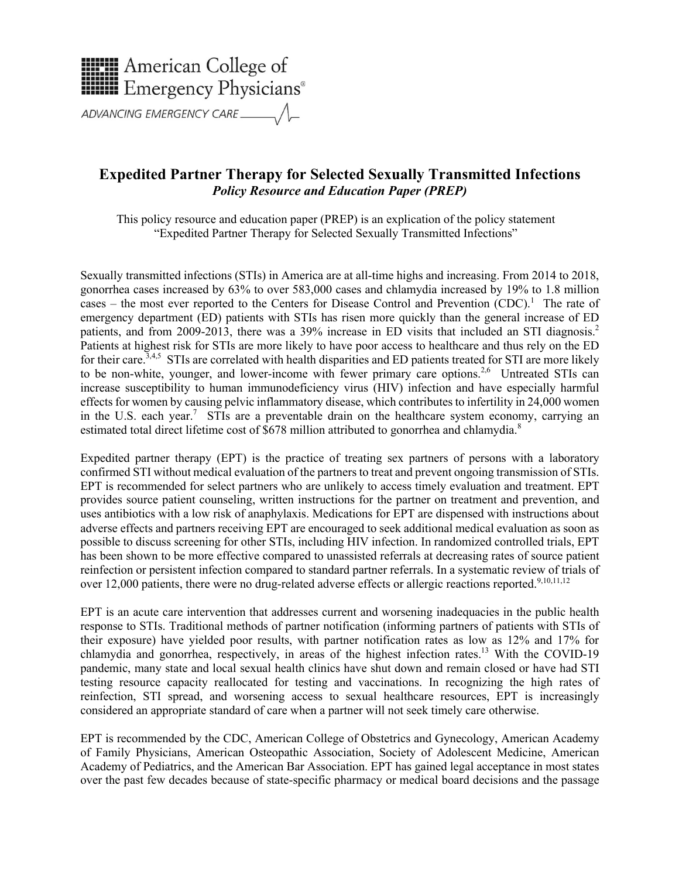American College of Emergency Physians®

ADVANCING EMERGENCY CARE

# Expedited Partner Therapy for Selected Sexually Transmitted Infections

***Policy Resource and Education Paper (PREP)***

This policy resource and education paper (PREP) is an explication of the policy statement "Expedited Partner Therapy for Selected Sexually Transmitted Infections"

Sexually transmitted infections (STIs) in America are at all-time highs and increasing. From 2014 to 2018, gonorrhea cases increased by 63% to over 583,000 cases and chlamydia increased by 19% to 1.8 million cases – the most ever reported to the Centers for Disease Control and Prevention (CDC).[1] The rate of emergency department (ED) patients with STIs has risen more quickly than the general increase of ED patients, and from 2009-2013, there was a 39% increase in ED visits that included an STI diagnosis.[2] Patients at highest risk for STIs are more likely to have poor access to healthcare and thus rely on the ED for their care.[3,4,5] STIs are correlated with health disparities and ED patients treated for STI are more likely to be non-white, younger, and lower-income with fewer primary care options.[2,6] Untreated STIs can increase susceptibility to human immunodeficiency virus (HIV) infection and have especially harmful effects for women by causing pelvic inflammatory disease, which contributes to infertility in 24,000 women in the U.S. each year.[7] STIs are a preventable drain on the healthcare system economy, carrying an estimated total direct lifetime cost of $678 million attributed to gonorrhea and chlamydia.[8]

Expedited partner therapy (EPT) is the practice of treating sex partners of persons with a laboratory confirmed STI without medical evaluation of the partners to treat and prevent ongoing transmission of STIs. EPT is recommended for select partners who are unlikely to access timely evaluation and treatment. EPT provides source patient counseling, written instructions for the partner on treatment and prevention, and uses antibiotics with a low risk of anaphylaxis. Medications for EPT are dispensed with instructions about adverse effects and partners receiving EPT are encouraged to seek additional medical evaluation as soon as possible to discuss screening for other STIs, including HIV infection. In randomized controlled trials, EPT has been shown to be more effective compared to unassisted referrals at decreasing rates of source patient reinfection or persistent infection compared to standard partner referrals. In a systematic review of trials of over 12,000 patients, there were no drug-related adverse effects or allergic reactions reported.[9,10,11,12]

EPT is an acute care intervention that addresses current and worsening inadequacies in the public health response to STIs. Traditional methods of partner notification (informing partners of patients with STIs of their exposure) have yielded poor results, with partner notification rates as low as 12% and 17% for chlamydia and gonorrhea, respectively, in areas of the highest infection rates.[13] With the COVID-19 pandemic, many state and local sexual health clinics have shut down and remain closed or have had STI testing resource capacity reallocated for testing and vaccinations. In recognizing the high rates of reinfection, STI spread, and worsening access to sexual healthcare resources, EPT is increasingly considered an appropriate standard of care when a partner will not seek timely care otherwise.

EPT is recommended by the CDC, American College of Obstetrics and Gynecology, American Academy of Family Physicians, American Osteopathic Association, Society of Adolescent Medicine, American Academy of Pediatrics, and the American Bar Association. EPT has gained legal acceptance in most states over the past few decades because of state-specific pharmacy or medical board decisions and the passage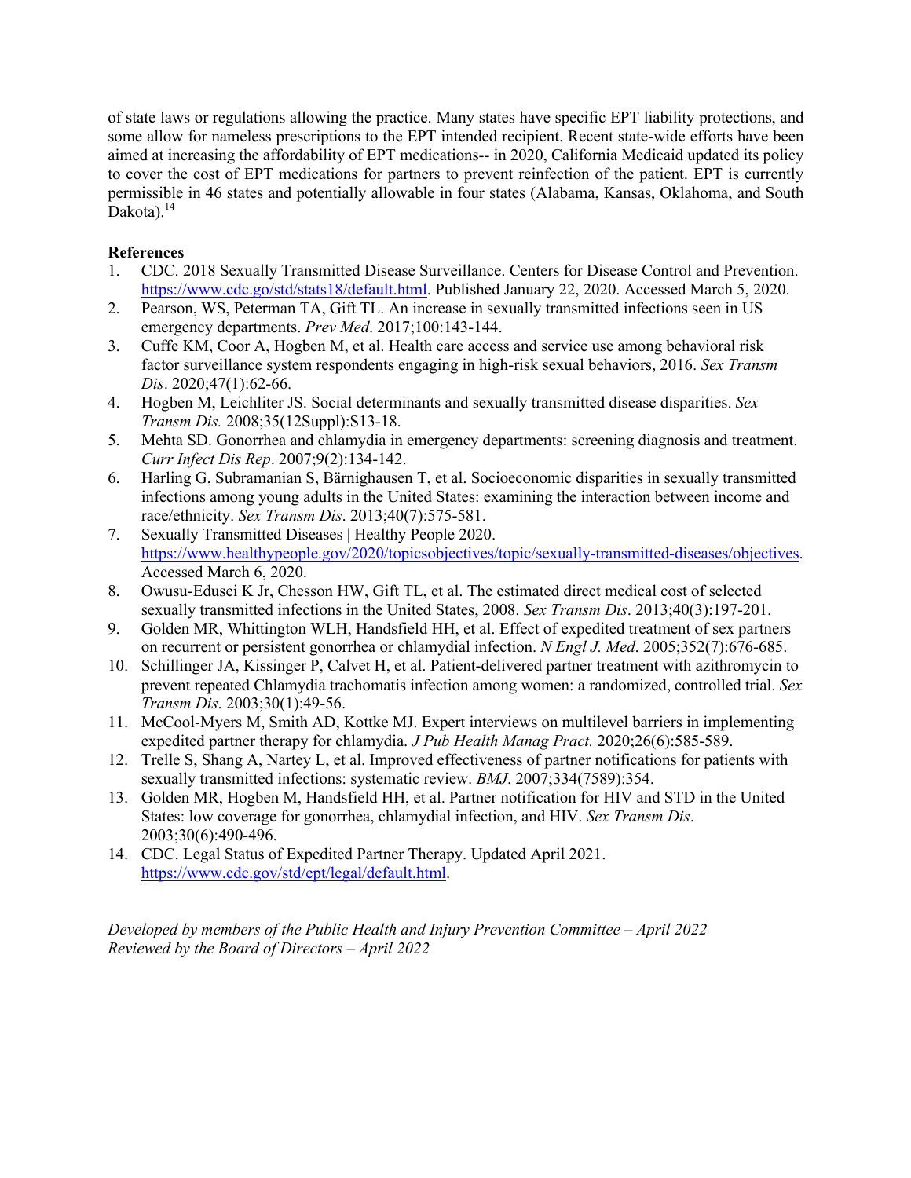of state laws or regulations allowing the practice. Many states have specific EPT liability protections, and some allow for nameless prescriptions to the EPT intended recipient. Recent state-wide efforts have been aimed at increasing the affordability of EPT medications-- in 2020, California Medicaid updated its policy to cover the cost of EPT medications for partners to prevent reinfection of the patient. EPT is currently permissible in 46 states and potentially allowable in four states (Alabama, Kansas, Oklahoma, and South Dakota).[14]

**References**

1. CDC. 2018 Sexually Transmitted Disease Surveillance. Centers for Disease Control and Prevention. https://www.cdc.go/std/stats18/default.html. Published January 22, 2020. Accessed March 5, 2020.
2. Pearson, WS, Peterman TA, Gift TL. An increase in sexually transmitted infections seen in US emergency departments. *Prev Med*. 2017;100:143-144.
3. Cuffe KM, Coor A, Hogben M, et al. Health care access and service use among behavioral risk factor surveillance system respondents engaging in high-risk sexual behaviors, 2016. *Sex Transm Dis*. 2020;47(1):62-66.
4. Hogben M, Leichliter JS. Social determinants and sexually transmitted disease disparities. *Sex Transm Dis.* 2008;35(12Suppl):S13-18.
5. Mehta SD. Gonorrhea and chlamydia in emergency departments: screening diagnosis and treatment. *Curr Infect Dis Rep*. 2007;9(2):134-142.
6. Harling G, Subramanian S, Bärnighausen T, et al. Socioeconomic disparities in sexually transmitted infections among young adults in the United States: examining the interaction between income and race/ethnicity. *Sex Transm Dis*. 2013;40(7):575-581.
7. Sexually Transmitted Diseases | Healthy People 2020. https://www.healthypeople.gov/2020/topicsobjectives/topic/sexually-transmitted-diseases/objectives. Accessed March 6, 2020.
8. Owusu-Edusei K Jr, Chesson HW, Gift TL, et al. The estimated direct medical cost of selected sexually transmitted infections in the United States, 2008. *Sex Transm Dis*. 2013;40(3):197-201.
9. Golden MR, Whittington WLH, Handsfield HH, et al. Effect of expedited treatment of sex partners on recurrent or persistent gonorrhea or chlamydial infection. *N Engl J. Med*. 2005;352(7):676-685.
10. Schillinger JA, Kissinger P, Calvet H, et al. Patient-delivered partner treatment with azithromycin to prevent repeated Chlamydia trachomatis infection among women: a randomized, controlled trial. *Sex Transm Dis*. 2003;30(1):49-56.
11. McCool-Myers M, Smith AD, Kottke MJ. Expert interviews on multilevel barriers in implementing expedited partner therapy for chlamydia. *J Pub Health Manag Pract.* 2020;26(6):585-589.
12. Trelle S, Shang A, Nartey L, et al. Improved effectiveness of partner notifications for patients with sexually transmitted infections: systematic review. *BMJ*. 2007;334(7589):354.
13. Golden MR, Hogben M, Handsfield HH, et al. Partner notification for HIV and STD in the United States: low coverage for gonorrhea, chlamydial infection, and HIV. *Sex Transm Dis*. 2003;30(6):490-496.
14. CDC. Legal Status of Expedited Partner Therapy. Updated April 2021. https://www.cdc.gov/std/ept/legal/default.html.

*Developed by members of the Public Health and Injury Prevention Committee – April 2022*
*Reviewed by the Board of Directors – April 2022*